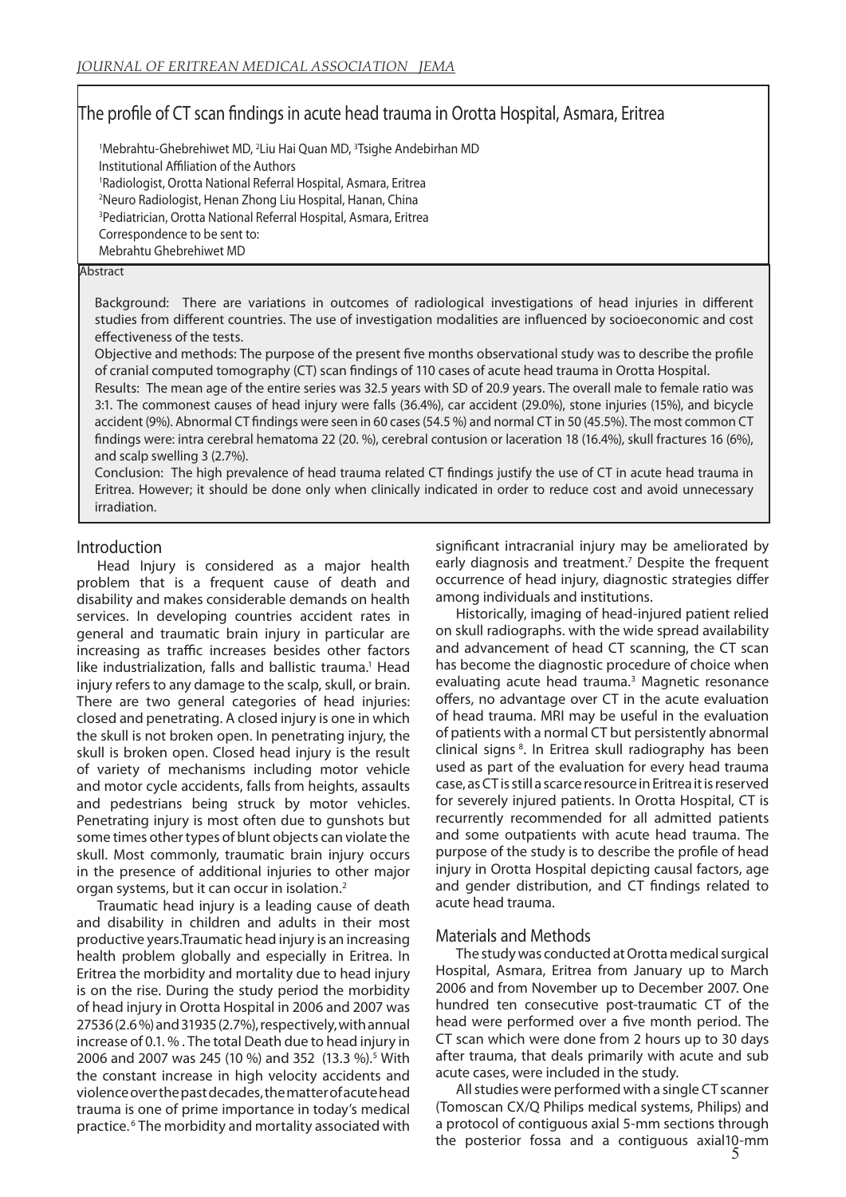# The profile of CT scan findings in acute head trauma in Orotta Hospital, Asmara, Eritrea

[1]Mebrahtu-Ghebrehiwet MD, [2]Liu Hai Quan MD, [3]Tsighe Andebirhan MD

Institutional Affiliation of the Authors

[1]Radiologist, Orotta National Referral Hospital, Asmara, Eritrea

[2]Neuro Radiologist, Henan Zhong Liu Hospital, Hanan, China

[3]Pediatrician, Orotta National Referral Hospital, Asmara, Eritrea

Correspondence to be sent to:

Mebrahtu Ghebrehiwet MD

## Abstract

Background: There are variations in outcomes of radiological investigations of head injuries in different studies from different countries. The use of investigation modalities are influenced by socioeconomic and cost effectiveness of the tests.

Objective and methods: The purpose of the present five months observational study was to describe the profile of cranial computed tomography (CT) scan findings of 110 cases of acute head trauma in Orotta Hospital.

Results: The mean age of the entire series was 32.5 years with SD of 20.9 years. The overall male to female ratio was 3:1. The commonest causes of head injury were falls (36.4%), car accident (29.0%), stone injuries (15%), and bicycle accident (9%). Abnormal CT findings were seen in 60 cases (54.5 %) and normal CT in 50 (45.5%). The most common CT findings were: intra cerebral hematoma 22 (20. %), cerebral contusion or laceration 18 (16.4%), skull fractures 16 (6%), and scalp swelling 3 (2.7%).

Conclusion: The high prevalence of head trauma related CT findings justify the use of CT in acute head trauma in Eritrea. However; it should be done only when clinically indicated in order to reduce cost and avoid unnecessary irradiation.

## Introduction

Head Injury is considered as a major health problem that is a frequent cause of death and disability and makes considerable demands on health services. In developing countries accident rates in general and traumatic brain injury in particular are increasing as traffic increases besides other factors like industrialization, falls and ballistic trauma.[1] Head injury refers to any damage to the scalp, skull, or brain. There are two general categories of head injuries: closed and penetrating. A closed injury is one in which the skull is not broken open. In penetrating injury, the skull is broken open. Closed head injury is the result of variety of mechanisms including motor vehicle and motor cycle accidents, falls from heights, assaults and pedestrians being struck by motor vehicles. Penetrating injury is most often due to gunshots but some times other types of blunt objects can violate the skull. Most commonly, traumatic brain injury occurs in the presence of additional injuries to other major organ systems, but it can occur in isolation.[2]

Traumatic head injury is a leading cause of death and disability in children and adults in their most productive years.Traumatic head injury is an increasing health problem globally and especially in Eritrea. In Eritrea the morbidity and mortality due to head injury is on the rise. During the study period the morbidity of head injury in Orotta Hospital in 2006 and 2007 was 27536 (2.6%) and 31935 (2.7%), respectively, with annual increase of 0.1. % . The total Death due to head injury in 2006 and 2007 was 245 (10 %) and 352 (13.3 %).[5] With the constant increase in high velocity accidents and violence over the past decades, the matter of acute head trauma is one of prime importance in today's medical practice.[6] The morbidity and mortality associated with significant intracranial injury may be ameliorated by early diagnosis and treatment.[7] Despite the frequent occurrence of head injury, diagnostic strategies differ among individuals and institutions.

Historically, imaging of head-injured patient relied on skull radiographs. with the wide spread availability and advancement of head CT scanning, the CT scan has become the diagnostic procedure of choice when evaluating acute head trauma.[3] Magnetic resonance offers, no advantage over CT in the acute evaluation of head trauma. MRI may be useful in the evaluation of patients with a normal CT but persistently abnormal clinical signs [8]. In Eritrea skull radiography has been used as part of the evaluation for every head trauma case, as CT is still a scarce resource in Eritrea it is reserved for severely injured patients. In Orotta Hospital, CT is recurrently recommended for all admitted patients and some outpatients with acute head trauma. The purpose of the study is to describe the profile of head injury in Orotta Hospital depicting causal factors, age and gender distribution, and CT findings related to acute head trauma.

## Materials and Methods

The study was conducted at Orotta medical surgical Hospital, Asmara, Eritrea from January up to March 2006 and from November up to December 2007. One hundred ten consecutive post-traumatic CT of the head were performed over a five month period. The CT scan which were done from 2 hours up to 30 days after trauma, that deals primarily with acute and sub acute cases, were included in the study.

All studies were performed with a single CT scanner (Tomoscan CX/Q Philips medical systems, Philips) and a protocol of contiguous axial 5-mm sections through the posterior fossa and a contiguous axial10-mm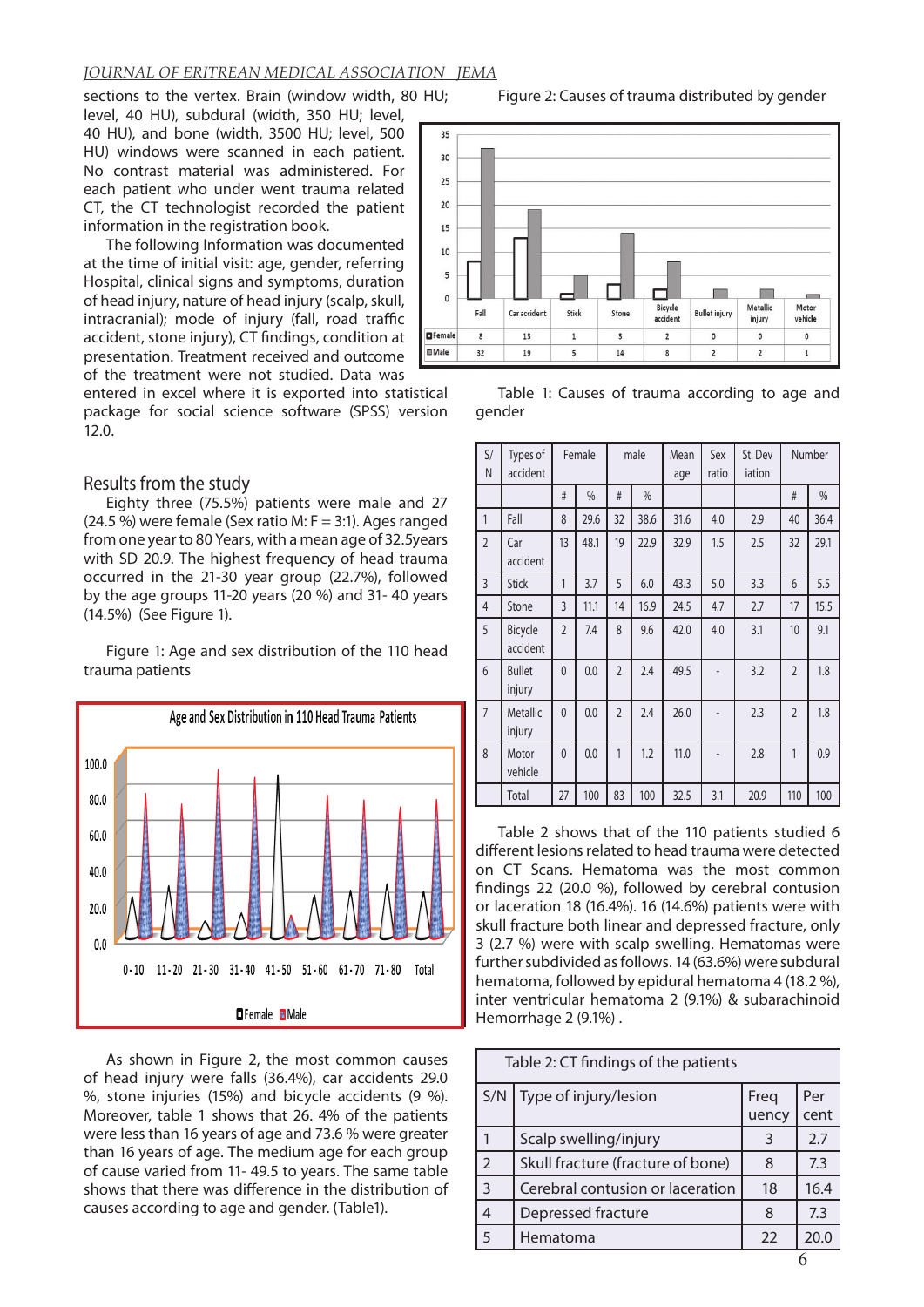sections to the vertex. Brain (window width, 80 HU; level, 40 HU), subdural (width, 350 HU; level, 40 HU), and bone (width, 3500 HU; level, 500 HU) windows were scanned in each patient. No contrast material was administered. For each patient who under went trauma related CT, the CT technologist recorded the patient information in the registration book.

The following Information was documented at the time of initial visit: age, gender, referring Hospital, clinical signs and symptoms, duration of head injury, nature of head injury (scalp, skull, intracranial); mode of injury (fall, road traffic accident, stone injury), CT findings, condition at presentation. Treatment received and outcome of the treatment were not studied. Data was entered in excel where it is exported into statistical package for social science software (SPSS) version 12.0.

## Results from the study

Eighty three (75.5%) patients were male and 27 (24.5 %) were female (Sex ratio M: F = 3:1). Ages ranged from one year to 80 Years, with a mean age of 32.5years with SD 20.9. The highest frequency of head trauma occurred in the 21-30 year group (22.7%), followed by the age groups 11-20 years (20 %) and 31- 40 years (14.5%) (See Figure 1).

Figure 1: Age and sex distribution of the 110 head trauma patients

As shown in Figure 2, the most common causes of head injury were falls (36.4%), car accidents 29.0 %, stone injuries (15%) and bicycle accidents (9 %). Moreover, table 1 shows that 26. 4% of the patients were less than 16 years of age and 73.6 % were greater than 16 years of age. The medium age for each group of cause varied from 11- 49.5 to years. The same table shows that there was difference in the distribution of causes according to age and gender. (Table1).

Figure 2: Causes of trauma distributed by gender

| | Fall | Car accident | Stick | Stone | Bicycle accident | Bullet injury | Metallic injury | Motor vehicle |
|---|---|---|---|---|---|---|---|---|
| Female | 8 | 13 | 1 | 3 | 2 | 0 | 0 | 0 |
| Male | 32 | 19 | 5 | 14 | 8 | 2 | 2 | 1 |

Table 1: Causes of trauma according to age and gender

| S/N | Types of accident | Female | | male | | Mean age | Sex ratio | St. Deviation | Number | |
|---|---|---|---|---|---|---|---|---|---|---|
| | | # | % | # | % | | | | # | % |
| 1 | Fall | 8 | 29.6 | 32 | 38.6 | 31.6 | 4.0 | 2.9 | 40 | 36.4 |
| 2 | Car accident | 13 | 48.1 | 19 | 22.9 | 32.9 | 1.5 | 2.5 | 32 | 29.1 |
| 3 | Stick | 1 | 3.7 | 5 | 6.0 | 43.3 | 5.0 | 3.3 | 6 | 5.5 |
| 4 | Stone | 3 | 11.1 | 14 | 16.9 | 24.5 | 4.7 | 2.7 | 17 | 15.5 |
| 5 | Bicycle accident | 2 | 7.4 | 8 | 9.6 | 42.0 | 4.0 | 3.1 | 10 | 9.1 |
| 6 | Bullet injury | 0 | 0.0 | 2 | 2.4 | 49.5 | - | 3.2 | 2 | 1.8 |
| 7 | Metallic injury | 0 | 0.0 | 2 | 2.4 | 26.0 | - | 2.3 | 2 | 1.8 |
| 8 | Motor vehicle | 0 | 0.0 | 1 | 1.2 | 11.0 | - | 2.8 | 1 | 0.9 |
| | Total | 27 | 100 | 83 | 100 | 32.5 | 3.1 | 20.9 | 110 | 100 |

Table 2 shows that of the 110 patients studied 6 different lesions related to head trauma were detected on CT Scans. Hematoma was the most common findings 22 (20.0 %), followed by cerebral contusion or laceration 18 (16.4%). 16 (14.6%) patients were with skull fracture both linear and depressed fracture, only 3 (2.7 %) were with scalp swelling. Hematomas were further subdivided as follows. 14 (63.6%) were subdural hematoma, followed by epidural hematoma 4 (18.2 %), inter ventricular hematoma 2 (9.1%) & subarachinoid Hemorrhage 2 (9.1%) .

Table 2: CT findings of the patients

| S/N | Type of injury/lesion | Frequency | Per cent |
|---|---|---|---|
| 1 | Scalp swelling/injury | 3 | 2.7 |
| 2 | Skull fracture (fracture of bone) | 8 | 7.3 |
| 3 | Cerebral contusion or laceration | 18 | 16.4 |
| 4 | Depressed fracture | 8 | 7.3 |
| 5 | Hematoma | 22 | 20.0 |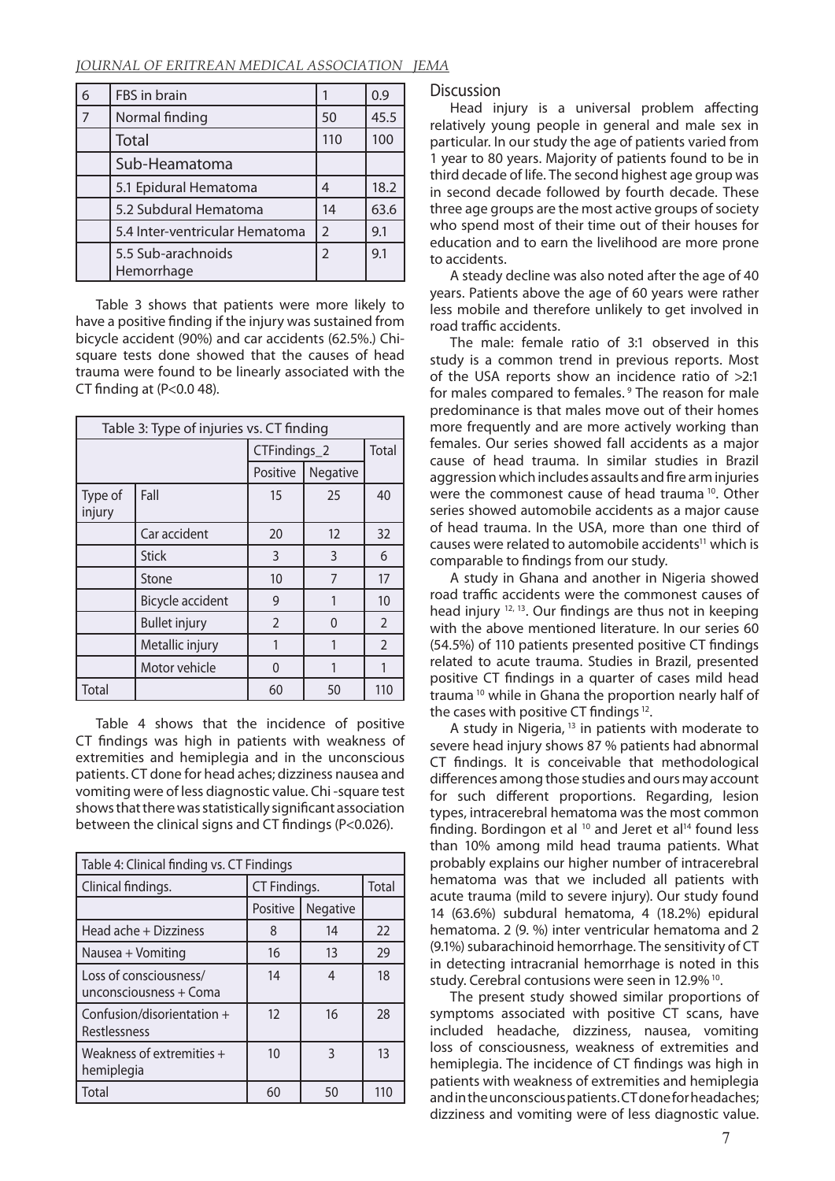| 6 | FBS in brain | 1 | 0.9 |
|---|---|---|---|
| 7 | Normal finding | 50 | 45.5 |
| | Total | 110 | 100 |
| | Sub-Heamatoma | | |
| | 5.1 Epidural Hematoma | 4 | 18.2 |
| | 5.2 Subdural Hematoma | 14 | 63.6 |
| | 5.4 Inter-ventricular Hematoma | 2 | 9.1 |
| | 5.5 Sub-arachnoids Hemorrhage | 2 | 9.1 |

Table 3 shows that patients were more likely to have a positive finding if the injury was sustained from bicycle accident (90%) and car accidents (62.5%.) Chi-square tests done showed that the causes of head trauma were found to be linearly associated with the CT finding at (P<0.0 48).

Table 3: Type of injuries vs. CT finding

| | | CTFindings_2 | | Total |
|---|---|---|---|---|
| | | Positive | Negative | |
| Type of injury | Fall | 15 | 25 | 40 |
| | Car accident | 20 | 12 | 32 |
| | Stick | 3 | 3 | 6 |
| | Stone | 10 | 7 | 17 |
| | Bicycle accident | 9 | 1 | 10 |
| | Bullet injury | 2 | 0 | 2 |
| | Metallic injury | 1 | 1 | 2 |
| | Motor vehicle | 0 | 1 | 1 |
| Total | | 60 | 50 | 110 |

Table 4 shows that the incidence of positive CT findings was high in patients with weakness of extremities and hemiplegia and in the unconscious patients. CT done for head aches; dizziness nausea and vomiting were of less diagnostic value. Chi -square test shows that there was statistically significant association between the clinical signs and CT findings (P<0.026).

Table 4: Clinical finding vs. CT Findings

| Clinical findings. | CT Findings. | | Total |
|---|---|---|---|
| | Positive | Negative | |
| Head ache + Dizziness | 8 | 14 | 22 |
| Nausea + Vomiting | 16 | 13 | 29 |
| Loss of consciousness/ unconsciousness + Coma | 14 | 4 | 18 |
| Confusion/disorientation + Restlessness | 12 | 16 | 28 |
| Weakness of extremities + hemiplegia | 10 | 3 | 13 |
| Total | 60 | 50 | 110 |

## Discussion

Head injury is a universal problem affecting relatively young people in general and male sex in particular. In our study the age of patients varied from 1 year to 80 years. Majority of patients found to be in third decade of life. The second highest age group was in second decade followed by fourth decade. These three age groups are the most active groups of society who spend most of their time out of their houses for education and to earn the livelihood are more prone to accidents.

A steady decline was also noted after the age of 40 years. Patients above the age of 60 years were rather less mobile and therefore unlikely to get involved in road traffic accidents.

The male: female ratio of 3:1 observed in this study is a common trend in previous reports. Most of the USA reports show an incidence ratio of >2:1 for males compared to females. [9] The reason for male predominance is that males move out of their homes more frequently and are more actively working than females. Our series showed fall accidents as a major cause of head trauma. In similar studies in Brazil aggression which includes assaults and fire arm injuries were the commonest cause of head trauma [10]. Other series showed automobile accidents as a major cause of head trauma. In the USA, more than one third of causes were related to automobile accidents[11] which is comparable to findings from our study.

A study in Ghana and another in Nigeria showed road traffic accidents were the commonest causes of head injury [12, 13]. Our findings are thus not in keeping with the above mentioned literature. In our series 60 (54.5%) of 110 patients presented positive CT findings related to acute trauma. Studies in Brazil, presented positive CT findings in a quarter of cases mild head trauma [10] while in Ghana the proportion nearly half of the cases with positive CT findings [12].

A study in Nigeria, [13] in patients with moderate to severe head injury shows 87 % patients had abnormal CT findings. It is conceivable that methodological differences among those studies and ours may account for such different proportions. Regarding, lesion types, intracerebral hematoma was the most common finding. Bordingon et al [10] and Jeret et al[14] found less than 10% among mild head trauma patients. What probably explains our higher number of intracerebral hematoma was that we included all patients with acute trauma (mild to severe injury). Our study found 14 (63.6%) subdural hematoma, 4 (18.2%) epidural hematoma. 2 (9. %) inter ventricular hematoma and 2 (9.1%) subarachinoid hemorrhage. The sensitivity of CT in detecting intracranial hemorrhage is noted in this study. Cerebral contusions were seen in 12.9% [10].

The present study showed similar proportions of symptoms associated with positive CT scans, have included headache, dizziness, nausea, vomiting loss of consciousness, weakness of extremities and hemiplegia. The incidence of CT findings was high in patients with weakness of extremities and hemiplegia and in the unconscious patients. CT done for headaches; dizziness and vomiting were of less diagnostic value.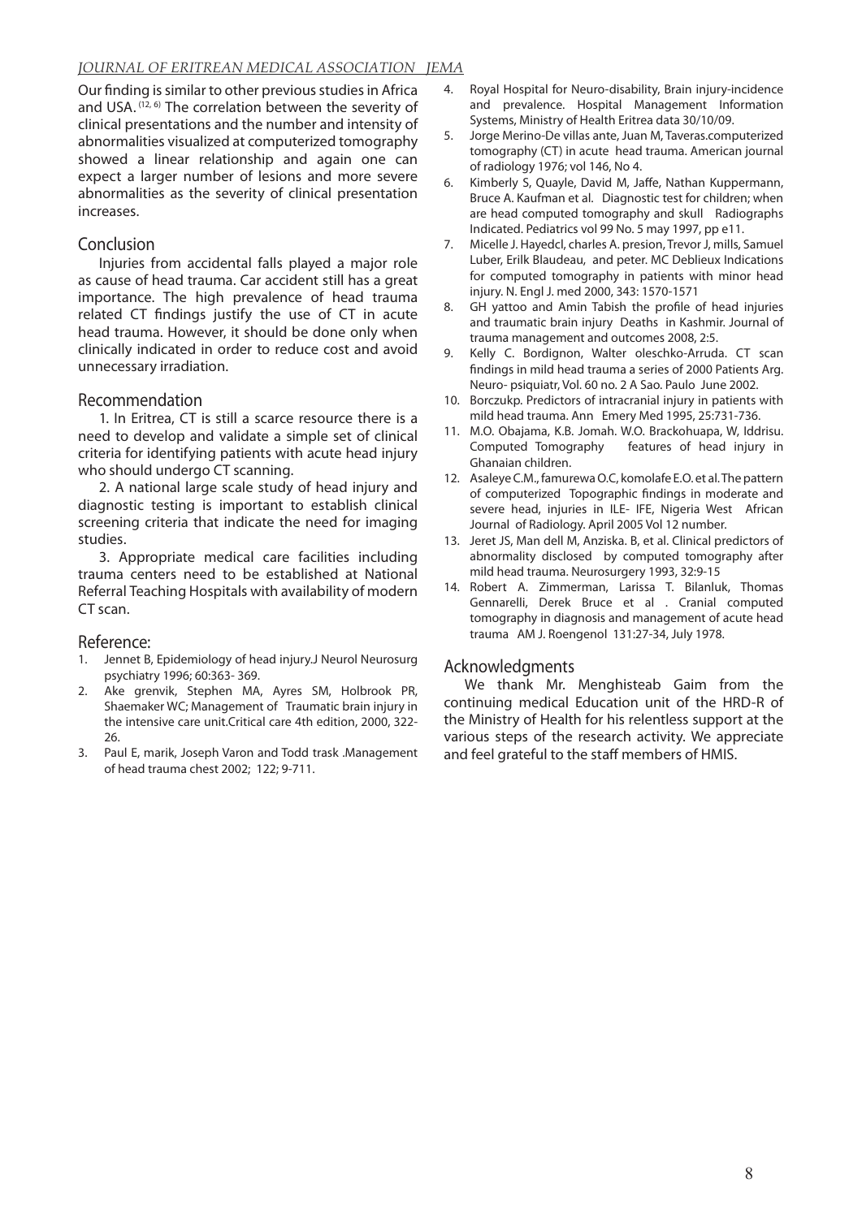Our finding is similar to other previous studies in Africa and USA. [12, 6] The correlation between the severity of clinical presentations and the number and intensity of abnormalities visualized at computerized tomography showed a linear relationship and again one can expect a larger number of lesions and more severe abnormalities as the severity of clinical presentation increases.

## Conclusion

Injuries from accidental falls played a major role as cause of head trauma. Car accident still has a great importance. The high prevalence of head trauma related CT findings justify the use of CT in acute head trauma. However, it should be done only when clinically indicated in order to reduce cost and avoid unnecessary irradiation.

## Recommendation

1. In Eritrea, CT is still a scarce resource there is a need to develop and validate a simple set of clinical criteria for identifying patients with acute head injury who should undergo CT scanning.

2. A national large scale study of head injury and diagnostic testing is important to establish clinical screening criteria that indicate the need for imaging studies.

3. Appropriate medical care facilities including trauma centers need to be established at National Referral Teaching Hospitals with availability of modern CT scan.

## Reference:

1. Jennet B, Epidemiology of head injury.J Neurol Neurosurg psychiatry 1996; 60:363- 369.
2. Ake grenvik, Stephen MA, Ayres SM, Holbrook PR, Shaemaker WC; Management of Traumatic brain injury in the intensive care unit.Critical care 4th edition, 2000, 322-26.
3. Paul E, marik, Joseph Varon and Todd trask .Management of head trauma chest 2002; 122; 9-711.
4. Royal Hospital for Neuro-disability, Brain injury-incidence and prevalence. Hospital Management Information Systems, Ministry of Health Eritrea data 30/10/09.
5. Jorge Merino-De villas ante, Juan M, Taveras.computerized tomography (CT) in acute head trauma. American journal of radiology 1976; vol 146, No 4.
6. Kimberly S, Quayle, David M, Jaffe, Nathan Kuppermann, Bruce A. Kaufman et al. Diagnostic test for children; when are head computed tomography and skull Radiographs Indicated. Pediatrics vol 99 No. 5 may 1997, pp e11.
7. Micelle J. Hayedcl, charles A. presion, Trevor J, mills, Samuel Luber, Erilk Blaudeau, and peter. MC Deblieux Indications for computed tomography in patients with minor head injury. N. Engl J. med 2000, 343: 1570-1571
8. GH yattoo and Amin Tabish the profile of head injuries and traumatic brain injury Deaths in Kashmir. Journal of trauma management and outcomes 2008, 2:5.
9. Kelly C. Bordignon, Walter oleschko-Arruda. CT scan findings in mild head trauma a series of 2000 Patients Arg. Neuro- psiquiatr, Vol. 60 no. 2 A Sao. Paulo June 2002.
10. Borczukp. Predictors of intracranial injury in patients with mild head trauma. Ann Emery Med 1995, 25:731-736.
11. M.O. Obajama, K.B. Jomah. W.O. Brackohuapa, W, Iddrisu. Computed Tomography features of head injury in Ghanaian children.
12. Asaleye C.M., famurewa O.C, komolafe E.O. et al. The pattern of computerized Topographic findings in moderate and severe head, injuries in ILE- IFE, Nigeria West African Journal of Radiology. April 2005 Vol 12 number.
13. Jeret JS, Man dell M, Anziska. B, et al. Clinical predictors of abnormality disclosed by computed tomography after mild head trauma. Neurosurgery 1993, 32:9-15
14. Robert A. Zimmerman, Larissa T. Bilanluk, Thomas Gennarelli, Derek Bruce et al . Cranial computed tomography in diagnosis and management of acute head trauma AM J. Roengenol 131:27-34, July 1978.

## Acknowledgments

We thank Mr. Menghisteab Gaim from the continuing medical Education unit of the HRD-R of the Ministry of Health for his relentless support at the various steps of the research activity. We appreciate and feel grateful to the staff members of HMIS.